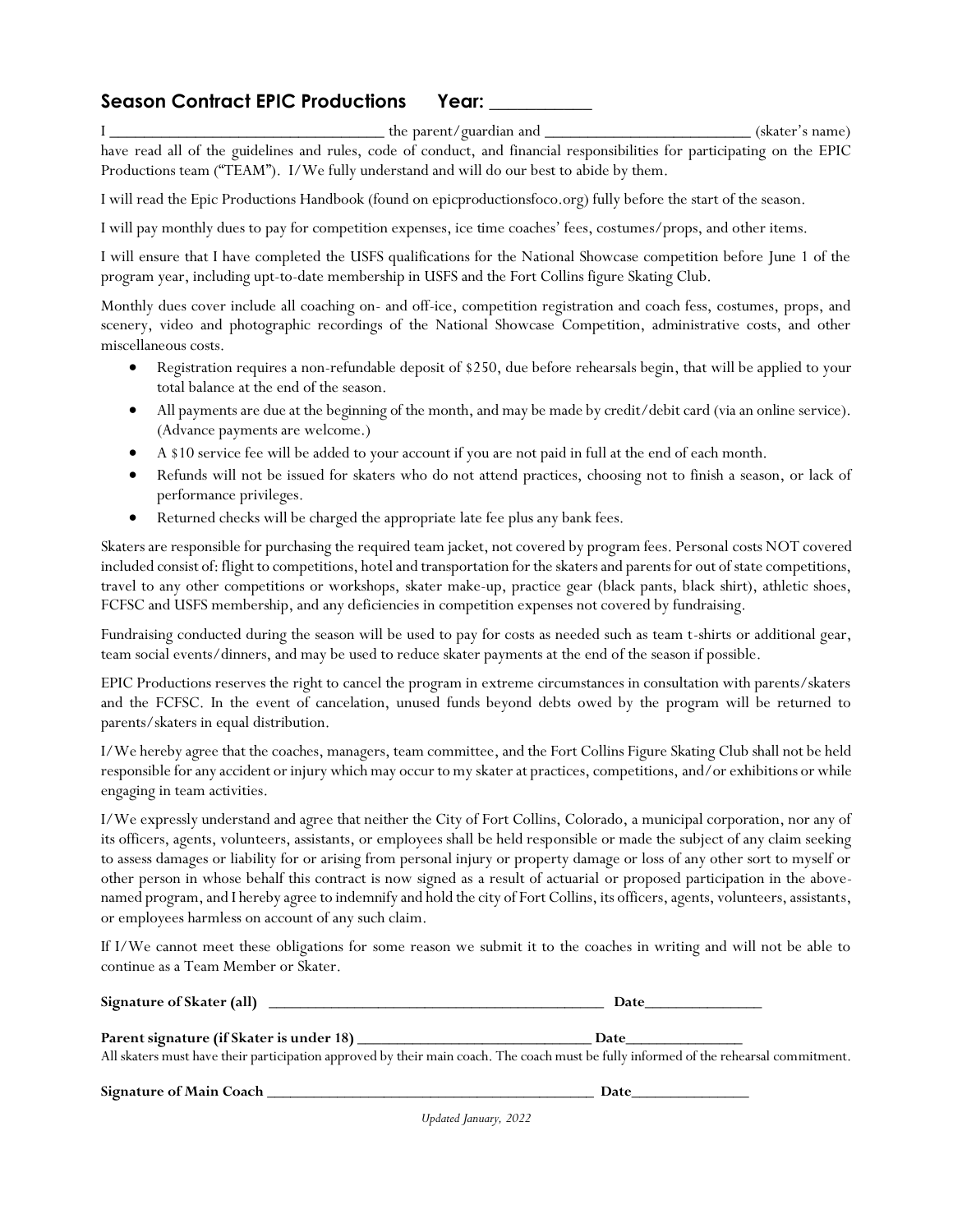## Season Contract EPIC Productions Year: __________

I _________________________________ the parent/guardian and ________________________ (skater's name) have read all of the guidelines and rules, code of conduct, and financial responsibilities for participating on the EPIC Productions team ("TEAM"). I/We fully understand and will do our best to abide by them.

I will read the Epic Productions Handbook (found on epicproductionsfoco.org) fully before the start of the season.

I will pay monthly dues to pay for competition expenses, ice time coaches' fees, costumes/props, and other items.

I will ensure that I have completed the USFS qualifications for the National Showcase competition before June 1 of the program year, including upt-to-date membership in USFS and the Fort Collins figure Skating Club.

Monthly dues cover include all coaching on- and off-ice, competition registration and coach fess, costumes, props, and scenery, video and photographic recordings of the National Showcase Competition, administrative costs, and other miscellaneous costs.

- Registration requires a non-refundable deposit of $250, due before rehearsals begin, that will be applied to your total balance at the end of the season.
- All payments are due at the beginning of the month, and may be made by credit/debit card (via an online service). (Advance payments are welcome.)
- A $10 service fee will be added to your account if you are not paid in full at the end of each month.
- Refunds will not be issued for skaters who do not attend practices, choosing not to finish a season, or lack of performance privileges.
- Returned checks will be charged the appropriate late fee plus any bank fees.

Skaters are responsible for purchasing the required team jacket, not covered by program fees. Personal costs NOT covered included consist of: flight to competitions, hotel and transportation for the skaters and parents for out of state competitions, travel to any other competitions or workshops, skater make-up, practice gear (black pants, black shirt), athletic shoes, FCFSC and USFS membership, and any deficiencies in competition expenses not covered by fundraising.

Fundraising conducted during the season will be used to pay for costs as needed such as team t-shirts or additional gear, team social events/dinners, and may be used to reduce skater payments at the end of the season if possible.

EPIC Productions reserves the right to cancel the program in extreme circumstances in consultation with parents/skaters and the FCFSC. In the event of cancelation, unused funds beyond debts owed by the program will be returned to parents/skaters in equal distribution.

I/We hereby agree that the coaches, managers, team committee, and the Fort Collins Figure Skating Club shall not be held responsible for any accident or injury which may occur to my skater at practices, competitions, and/or exhibitions or while engaging in team activities.

I/We expressly understand and agree that neither the City of Fort Collins, Colorado, a municipal corporation, nor any of its officers, agents, volunteers, assistants, or employees shall be held responsible or made the subject of any claim seeking to assess damages or liability for or arising from personal injury or property damage or loss of any other sort to myself or other person in whose behalf this contract is now signed as a result of actuarial or proposed participation in the above-named program, and I hereby agree to indemnify and hold the city of Fort Collins, its officers, agents, volunteers, assistants, or employees harmless on account of any such claim.

If I/We cannot meet these obligations for some reason we submit it to the coaches in writing and will not be able to continue as a Team Member or Skater.

**Signature of Skater (all)** ___________________________________________ **Date**_______________

**Parent signature (if Skater is under 18)** ______________________________ **Date**_______________

All skaters must have their participation approved by their main coach. The coach must be fully informed of the rehearsal commitment.

**Signature of Main Coach** ___________________________________________ **Date**_______________

*Updated January, 2022*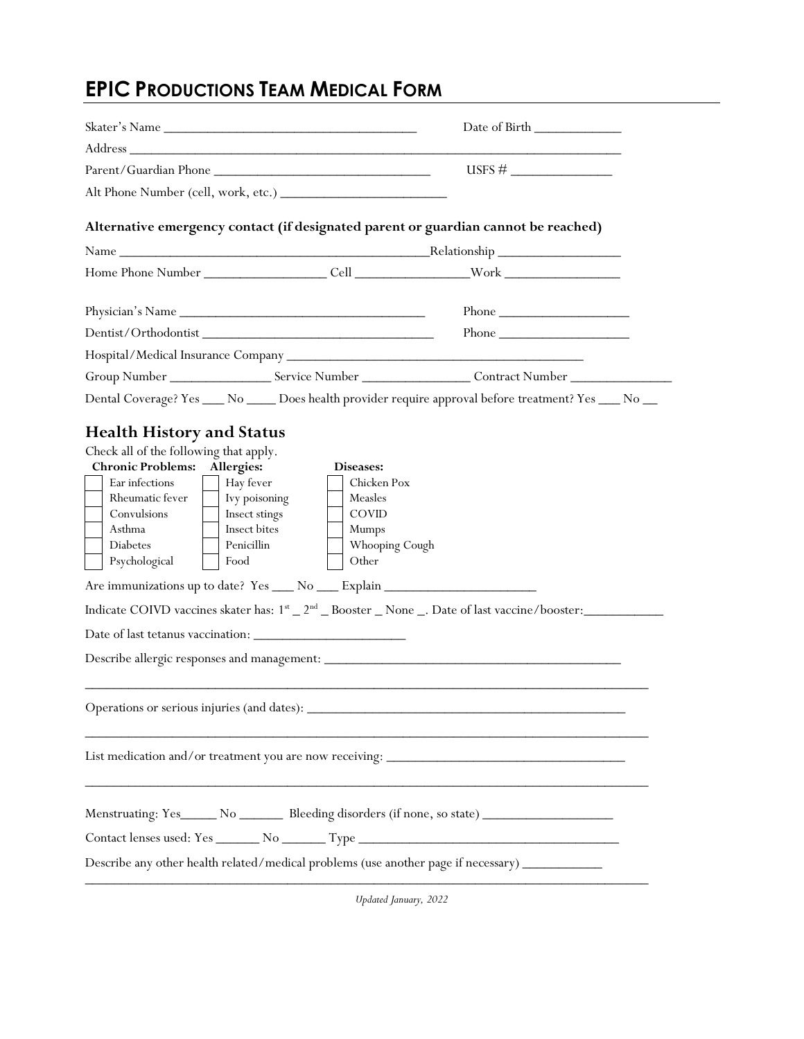# EPIC PRODUCTIONS TEAM MEDICAL FORM

Skater's Name ___________________________________ Date of Birth ____________

Address ___________________________________________________________________________

Parent/Guardian Phone ______________________________ USFS # ______________

Alt Phone Number (cell, work, etc.) ______________________

**Alternative emergency contact (if designated parent or guardian cannot be reached)**

Name ___________________________________________Relationship ________________

Home Phone Number ________________ Cell _______________Work ________________

Physician's Name __________________________________ Phone __________________

Dentist/Orthodontist _________________________________ Phone __________________

Hospital/Medical Insurance Company _________________________________________

Group Number ______________ Service Number _______________ Contract Number ______________

Dental Coverage? Yes ___ No ____ Does health provider require approval before treatment? Yes ___ No __

## Health History and Status

Check all of the following that apply.

| Chronic Problems: | Allergies: | Diseases: |
|---|---|---|
| ☐ Ear infections | ☐ Hay fever | ☐ Chicken Pox |
| ☐ Rheumatic fever | ☐ Ivy poisoning | ☐ Measles |
| ☐ Convulsions | ☐ Insect stings | ☐ COVID |
| ☐ Asthma | ☐ Insect bites | ☐ Mumps |
| ☐ Diabetes | ☐ Penicillin | ☐ Whooping Cough |
| ☐ Psychological | ☐ Food | ☐ Other |

Are immunizations up to date? Yes ___ No ___ Explain _____________________

Indicate COIVD vaccines skater has: 1st _ 2nd _ Booster _ None _. Date of last vaccine/booster:___________

Date of last tetanus vaccination: ______________________

Describe allergic responses and management: ________________________________________

_____________________________________________________________________________________

Operations or serious injuries (and dates): ____________________________________________

_____________________________________________________________________________________

List medication and/or treatment you are now receiving: _________________________________

_____________________________________________________________________________________

Menstruating: Yes_____ No ______ Bleeding disorders (if none, so state) __________________

Contact lenses used: Yes ______ No ______ Type ____________________________________

Describe any other health related/medical problems (use another page if necessary) ___________

_____________________________________________________________________________________

*Updated January, 2022*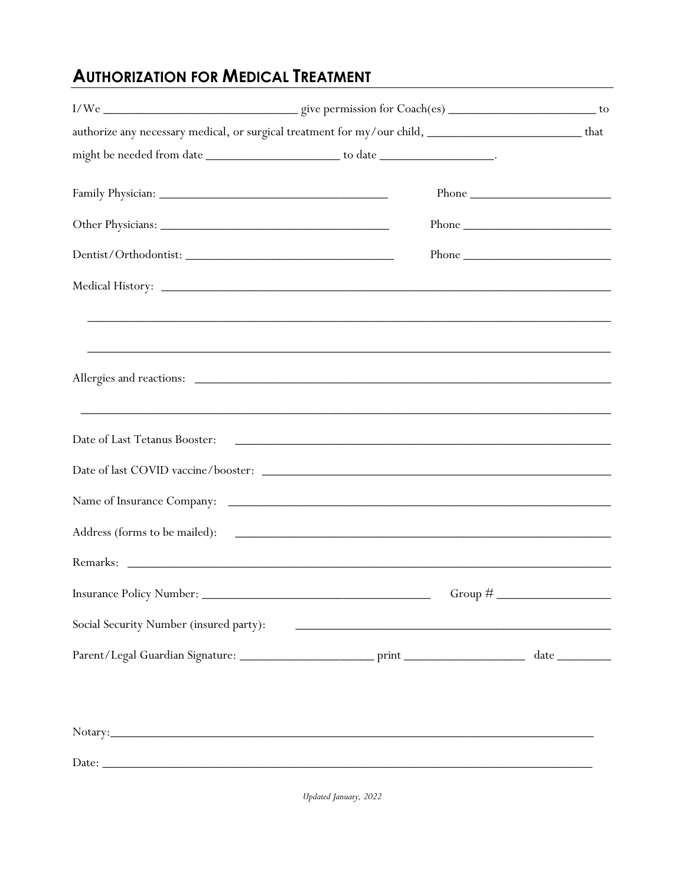## AUTHORIZATION FOR MEDICAL TREATMENT

I/We ______________________________ give permission for Coach(es) _______________________ to authorize any necessary medical, or surgical treatment for my/our child, _______________________ that might be needed from date ____________________ to date _________________.

Family Physician: ____________________________________ Phone ______________________

Other Physicians: ____________________________________ Phone _______________________

Dentist/Orthodontist: _________________________________ Phone _______________________

Medical History: ________________________________________________________________________

________________________________________________________________________________

________________________________________________________________________________

Allergies and reactions: ___________________________________________________________________

________________________________________________________________________________

Date of Last Tetanus Booster: __________________________________________________________

Date of last COVID vaccine/booster: ______________________________________________________

Name of Insurance Company: ___________________________________________________________

Address (forms to be mailed): __________________________________________________________

Remarks: _______________________________________________________________________________

Insurance Policy Number: ____________________________________ Group # __________________

Social Security Number (insured party): __________________________________________________

Parent/Legal Guardian Signature: _____________________ print __________________ date ________

Notary:_______________________________________________________________________________

Date: ________________________________________________________________________________

*Updated January, 2022*